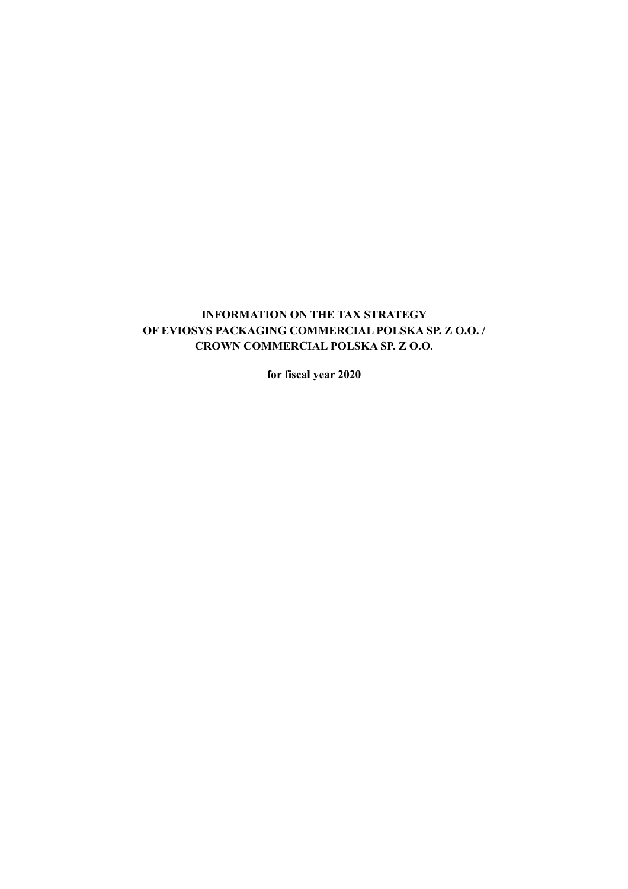# INFORMATION ON THE TAX STRATEGY OF EVIOSYS PACKAGING COMMERCIAL POLSKA SP. Z O.O. / CROWN COMMERCIAL POLSKA SP. Z O.O.

**for fiscal year 2020**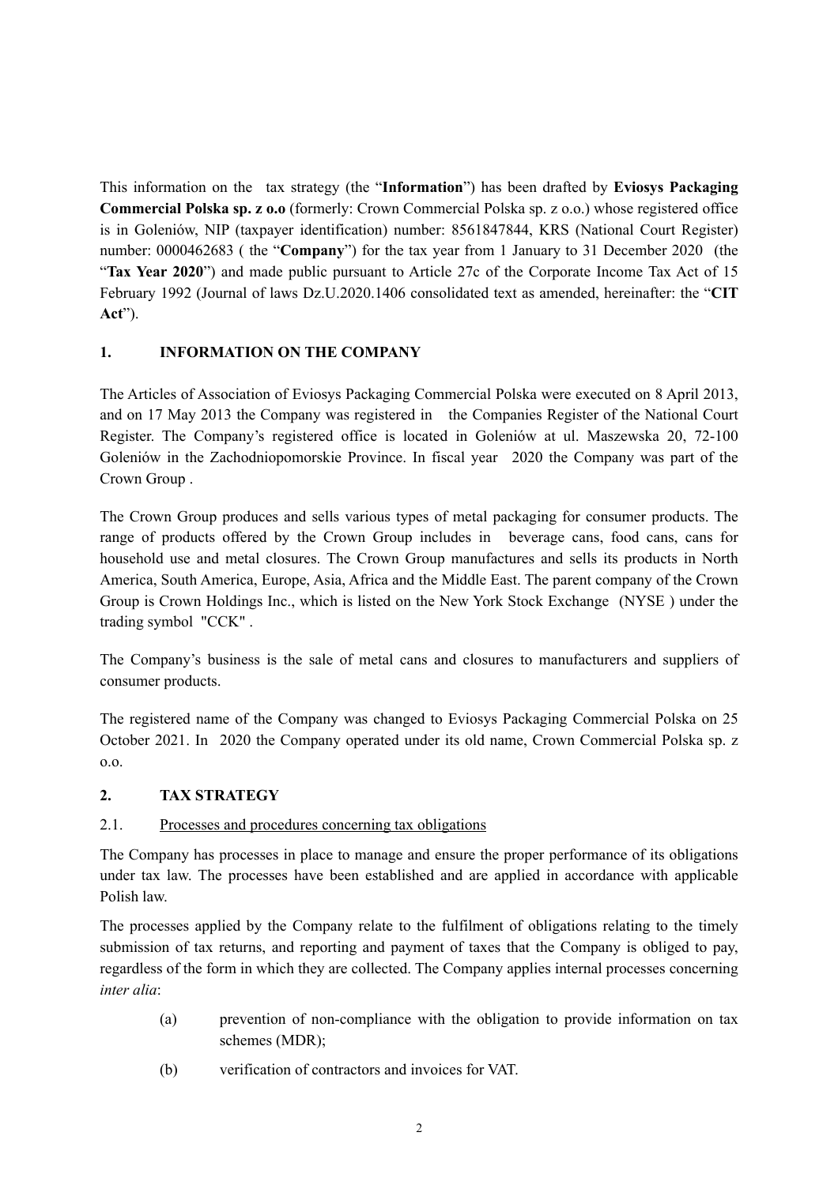This information on the tax strategy (the "**Information**") has been drafted by **Eviosys Packaging Commercial Polska sp. z o.o** (formerly: Crown Commercial Polska sp. z o.o.) whose registered office is in Goleniów, NIP (taxpayer identification) number: 8561847844, KRS (National Court Register) number: 0000462683 ( the "**Company**") for the tax year from 1 January to 31 December 2020 (the "**Tax Year 2020**") and made public pursuant to Article 27c of the Corporate Income Tax Act of 15 February 1992 (Journal of laws Dz.U.2020.1406 consolidated text as amended, hereinafter: the "**CIT Act**").

## 1. INFORMATION ON THE COMPANY

The Articles of Association of Eviosys Packaging Commercial Polska were executed on 8 April 2013, and on 17 May 2013 the Company was registered in the Companies Register of the National Court Register. The Company's registered office is located in Goleniów at ul. Maszewska 20, 72-100 Goleniów in the Zachodniopomorskie Province. In fiscal year 2020 the Company was part of the Crown Group .

The Crown Group produces and sells various types of metal packaging for consumer products. The range of products offered by the Crown Group includes in beverage cans, food cans, cans for household use and metal closures. The Crown Group manufactures and sells its products in North America, South America, Europe, Asia, Africa and the Middle East. The parent company of the Crown Group is Crown Holdings Inc., which is listed on the New York Stock Exchange (NYSE ) under the trading symbol "CCK" .

The Company's business is the sale of metal cans and closures to manufacturers and suppliers of consumer products.

The registered name of the Company was changed to Eviosys Packaging Commercial Polska on 25 October 2021. In 2020 the Company operated under its old name, Crown Commercial Polska sp. z o.o.

## 2. TAX STRATEGY

### 2.1. Processes and procedures concerning tax obligations

The Company has processes in place to manage and ensure the proper performance of its obligations under tax law. The processes have been established and are applied in accordance with applicable Polish law.

The processes applied by the Company relate to the fulfilment of obligations relating to the timely submission of tax returns, and reporting and payment of taxes that the Company is obliged to pay, regardless of the form in which they are collected. The Company applies internal processes concerning *inter alia*:

(a) prevention of non-compliance with the obligation to provide information on tax schemes (MDR);

(b) verification of contractors and invoices for VAT.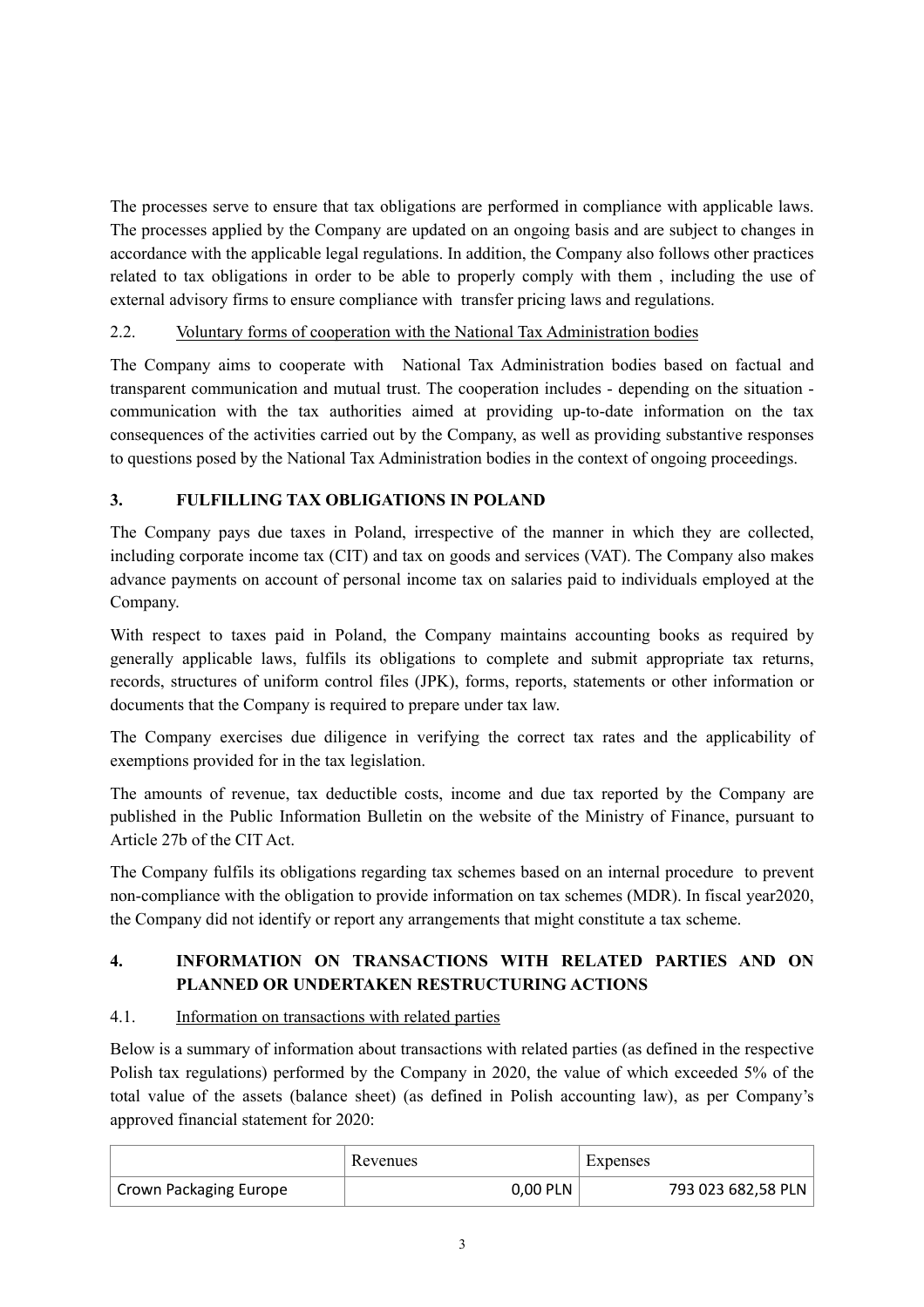The processes serve to ensure that tax obligations are performed in compliance with applicable laws. The processes applied by the Company are updated on an ongoing basis and are subject to changes in accordance with the applicable legal regulations. In addition, the Company also follows other practices related to tax obligations in order to be able to properly comply with them , including the use of external advisory firms to ensure compliance with transfer pricing laws and regulations.

### 2.2. Voluntary forms of cooperation with the National Tax Administration bodies

The Company aims to cooperate with National Tax Administration bodies based on factual and transparent communication and mutual trust. The cooperation includes - depending on the situation - communication with the tax authorities aimed at providing up-to-date information on the tax consequences of the activities carried out by the Company, as well as providing substantive responses to questions posed by the National Tax Administration bodies in the context of ongoing proceedings.

## 3. FULFILLING TAX OBLIGATIONS IN POLAND

The Company pays due taxes in Poland, irrespective of the manner in which they are collected, including corporate income tax (CIT) and tax on goods and services (VAT). The Company also makes advance payments on account of personal income tax on salaries paid to individuals employed at the Company.

With respect to taxes paid in Poland, the Company maintains accounting books as required by generally applicable laws, fulfils its obligations to complete and submit appropriate tax returns, records, structures of uniform control files (JPK), forms, reports, statements or other information or documents that the Company is required to prepare under tax law.

The Company exercises due diligence in verifying the correct tax rates and the applicability of exemptions provided for in the tax legislation.

The amounts of revenue, tax deductible costs, income and due tax reported by the Company are published in the Public Information Bulletin on the website of the Ministry of Finance, pursuant to Article 27b of the CIT Act.

The Company fulfils its obligations regarding tax schemes based on an internal procedure to prevent non-compliance with the obligation to provide information on tax schemes (MDR). In fiscal year2020, the Company did not identify or report any arrangements that might constitute a tax scheme.

## 4. INFORMATION ON TRANSACTIONS WITH RELATED PARTIES AND ON PLANNED OR UNDERTAKEN RESTRUCTURING ACTIONS

### 4.1. Information on transactions with related parties

Below is a summary of information about transactions with related parties (as defined in the respective Polish tax regulations) performed by the Company in 2020, the value of which exceeded 5% of the total value of the assets (balance sheet) (as defined in Polish accounting law), as per Company's approved financial statement for 2020:

| | Revenues | Expenses |
|---|---|---|
| Crown Packaging Europe | 0,00 PLN | 793 023 682,58 PLN |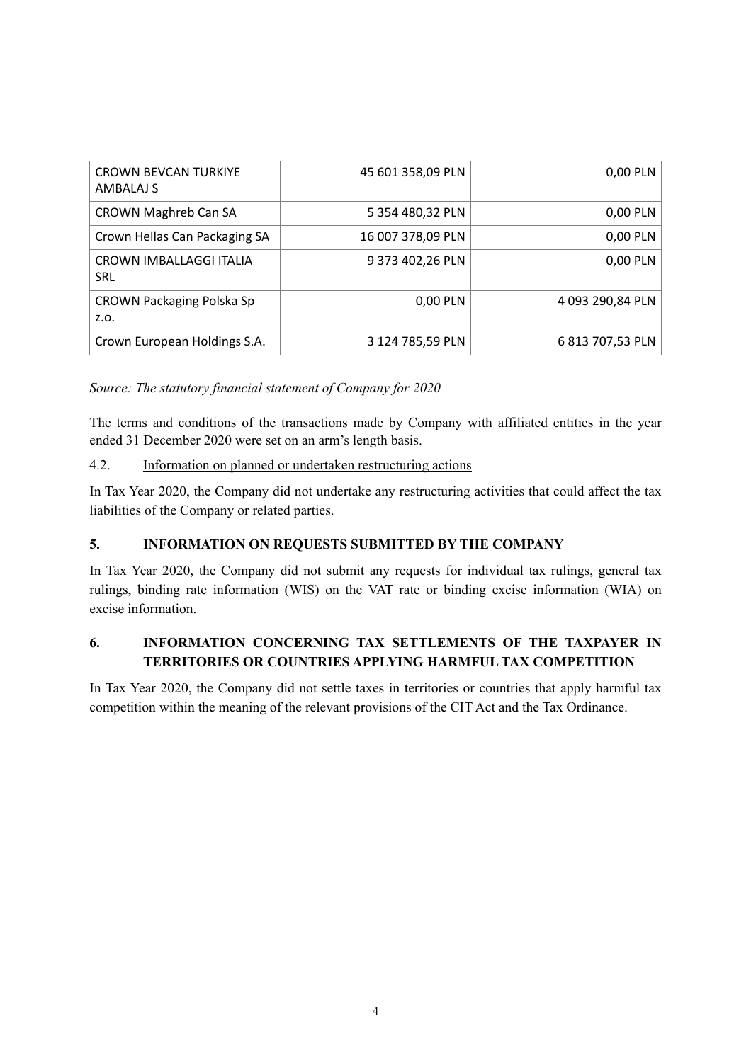| | | |
|---|---|---|
| CROWN BEVCAN TURKIYE AMBALAJ S | 45 601 358,09 PLN | 0,00 PLN |
| CROWN Maghreb Can SA | 5 354 480,32 PLN | 0,00 PLN |
| Crown Hellas Can Packaging SA | 16 007 378,09 PLN | 0,00 PLN |
| CROWN IMBALLAGGI ITALIA SRL | 9 373 402,26 PLN | 0,00 PLN |
| CROWN Packaging Polska Sp z.o. | 0,00 PLN | 4 093 290,84 PLN |
| Crown European Holdings S.A. | 3 124 785,59 PLN | 6 813 707,53 PLN |

*Source: The statutory financial statement of Company for 2020*

The terms and conditions of the transactions made by Company with affiliated entities in the year ended 31 December 2020 were set on an arm's length basis.

4.2. Information on planned or undertaken restructuring actions

In Tax Year 2020, the Company did not undertake any restructuring activities that could affect the tax liabilities of the Company or related parties.

## 5. INFORMATION ON REQUESTS SUBMITTED BY THE COMPANY

In Tax Year 2020, the Company did not submit any requests for individual tax rulings, general tax rulings, binding rate information (WIS) on the VAT rate or binding excise information (WIA) on excise information.

## 6. INFORMATION CONCERNING TAX SETTLEMENTS OF THE TAXPAYER IN TERRITORIES OR COUNTRIES APPLYING HARMFUL TAX COMPETITION

In Tax Year 2020, the Company did not settle taxes in territories or countries that apply harmful tax competition within the meaning of the relevant provisions of the CIT Act and the Tax Ordinance.